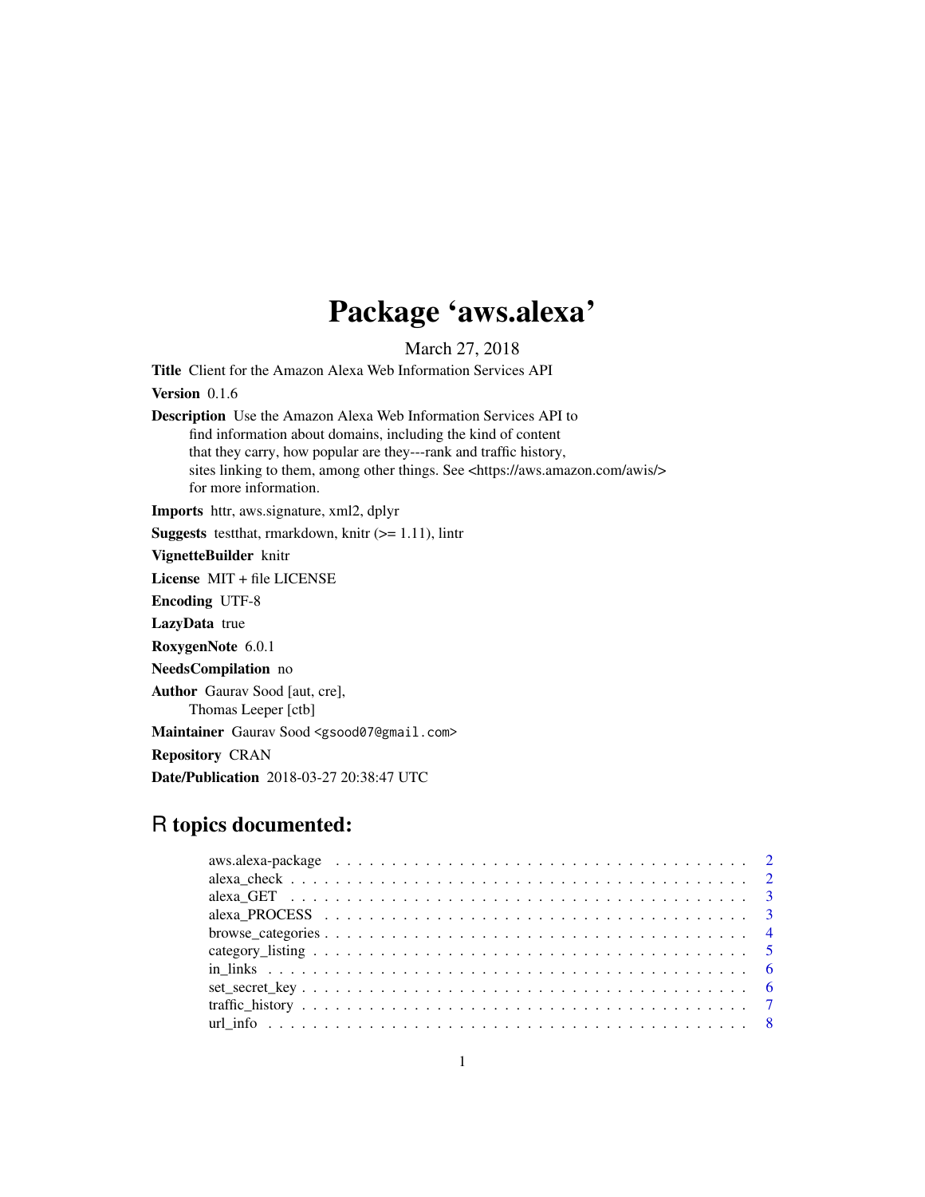# Package 'aws.alexa'

March 27, 2018

**Title** Client for the Amazon Alexa Web Information Services API

**Version** 0.1.6

**Description** Use the Amazon Alexa Web Information Services API to find information about domains, including the kind of content that they carry, how popular are they---rank and traffic history, sites linking to them, among other things. See <https://aws.amazon.com/awis/> for more information.

**Imports** httr, aws.signature, xml2, dplyr

**Suggests** testthat, rmarkdown, knitr (>= 1.11), lintr

**VignetteBuilder** knitr

**License** MIT + file LICENSE

**Encoding** UTF-8

**LazyData** true

**RoxygenNote** 6.0.1

**NeedsCompilation** no

**Author** Gaurav Sood [aut, cre], Thomas Leeper [ctb]

**Maintainer** Gaurav Sood <gsood07@gmail.com>

**Repository** CRAN

**Date/Publication** 2018-03-27 20:38:47 UTC

## R topics documented:

- aws.alexa-package . . . . . . . . . . . . . . . . . . . . . . . . . . . . . . . . . . . . 2
- alexa_check . . . . . . . . . . . . . . . . . . . . . . . . . . . . . . . . . . . . . . . . . 2
- alexa_GET . . . . . . . . . . . . . . . . . . . . . . . . . . . . . . . . . . . . . . . . . . 3
- alexa_PROCESS . . . . . . . . . . . . . . . . . . . . . . . . . . . . . . . . . . . . . . 3
- browse_categories . . . . . . . . . . . . . . . . . . . . . . . . . . . . . . . . . . . . . 4
- category_listing . . . . . . . . . . . . . . . . . . . . . . . . . . . . . . . . . . . . . . 5
- in_links . . . . . . . . . . . . . . . . . . . . . . . . . . . . . . . . . . . . . . . . . . . 6
- set_secret_key . . . . . . . . . . . . . . . . . . . . . . . . . . . . . . . . . . . . . . . 6
- traffic_history . . . . . . . . . . . . . . . . . . . . . . . . . . . . . . . . . . . . . . . 7
- url_info . . . . . . . . . . . . . . . . . . . . . . . . . . . . . . . . . . . . . . . . . . . 8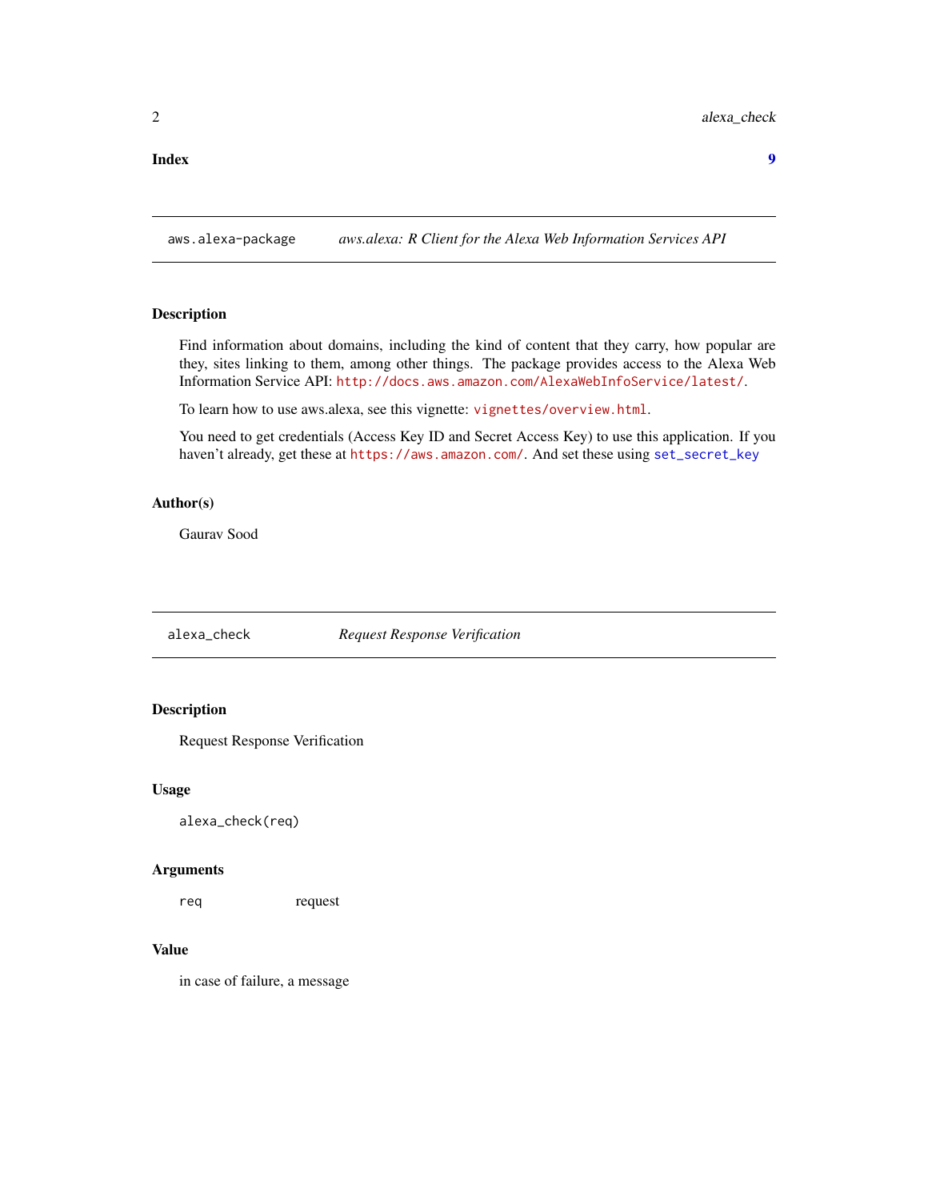Index 9

## aws.alexa-package — *aws.alexa: R Client for the Alexa Web Information Services API*

### Description

Find information about domains, including the kind of content that they carry, how popular are they, sites linking to them, among other things. The package provides access to the Alexa Web Information Service API: http://docs.aws.amazon.com/AlexaWebInfoService/latest/.

To learn how to use aws.alexa, see this vignette: vignettes/overview.html.

You need to get credentials (Access Key ID and Secret Access Key) to use this application. If you haven't already, get these at https://aws.amazon.com/. And set these using set_secret_key

### Author(s)

Gaurav Sood

## alexa_check — *Request Response Verification*

### Description

Request Response Verification

### Usage

```
alexa_check(req)
```

### Arguments

| | |
|---|---|
| req | request |

### Value

in case of failure, a message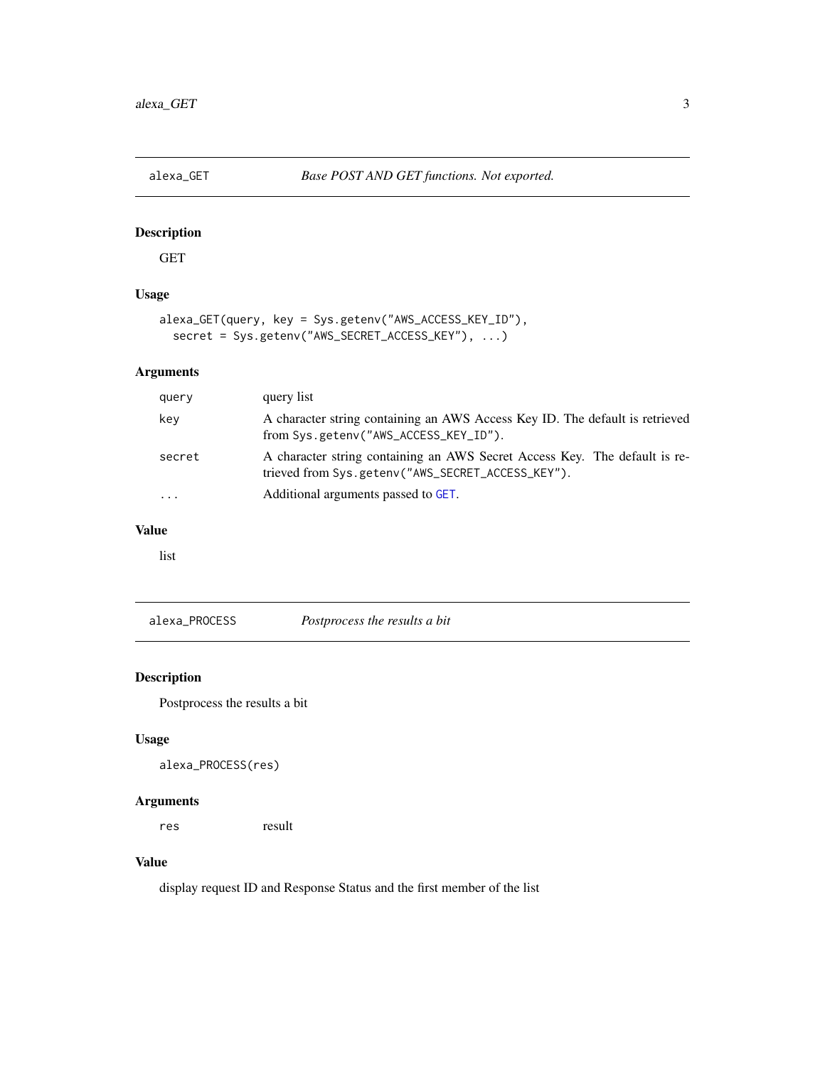## alexa_GET — *Base POST AND GET functions. Not exported.*

### Description

GET

### Usage

```
alexa_GET(query, key = Sys.getenv("AWS_ACCESS_KEY_ID"),
  secret = Sys.getenv("AWS_SECRET_ACCESS_KEY"), ...)
```

### Arguments

| | |
|---|---|
| `query` | query list |
| `key` | A character string containing an AWS Access Key ID. The default is retrieved from `Sys.getenv("AWS_ACCESS_KEY_ID")`. |
| `secret` | A character string containing an AWS Secret Access Key. The default is retrieved from `Sys.getenv("AWS_SECRET_ACCESS_KEY")`. |
| `...` | Additional arguments passed to `GET`. |

### Value

list

## alexa_PROCESS — *Postprocess the results a bit*

### Description

Postprocess the results a bit

### Usage

```
alexa_PROCESS(res)
```

### Arguments

| | |
|---|---|
| `res` | result |

### Value

display request ID and Response Status and the first member of the list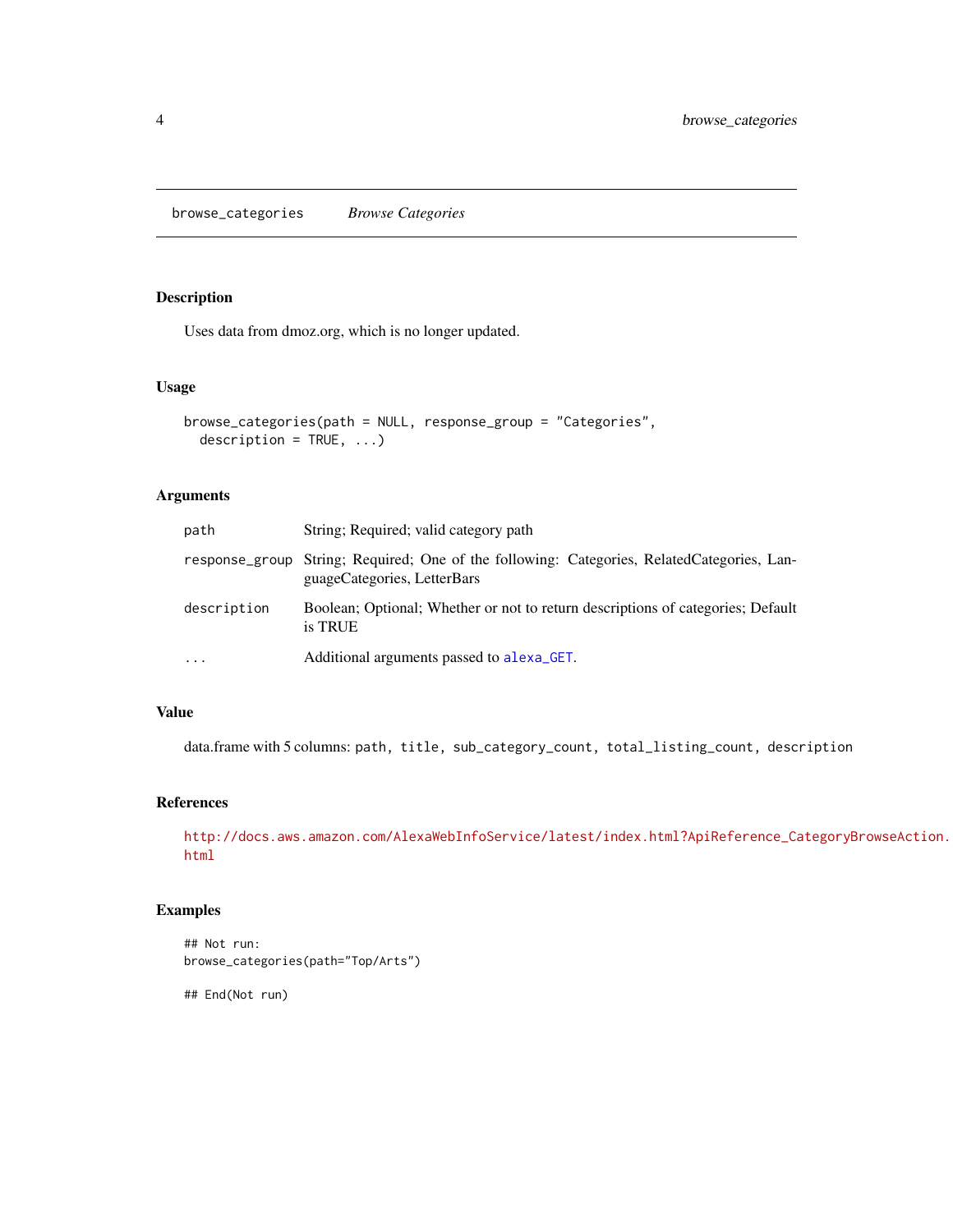browse_categories *Browse Categories*

## Description

Uses data from dmoz.org, which is no longer updated.

## Usage

```
browse_categories(path = NULL, response_group = "Categories",
  description = TRUE, ...)
```

## Arguments

| | |
|---|---|
| path | String; Required; valid category path |
| response_group | String; Required; One of the following: Categories, RelatedCategories, LanguageCategories, LetterBars |
| description | Boolean; Optional; Whether or not to return descriptions of categories; Default is TRUE |
| ... | Additional arguments passed to alexa_GET. |

## Value

data.frame with 5 columns: `path, title, sub_category_count, total_listing_count, description`

## References

http://docs.aws.amazon.com/AlexaWebInfoService/latest/index.html?ApiReference_CategoryBrowseAction.html

## Examples

```
## Not run:
browse_categories(path="Top/Arts")

## End(Not run)
```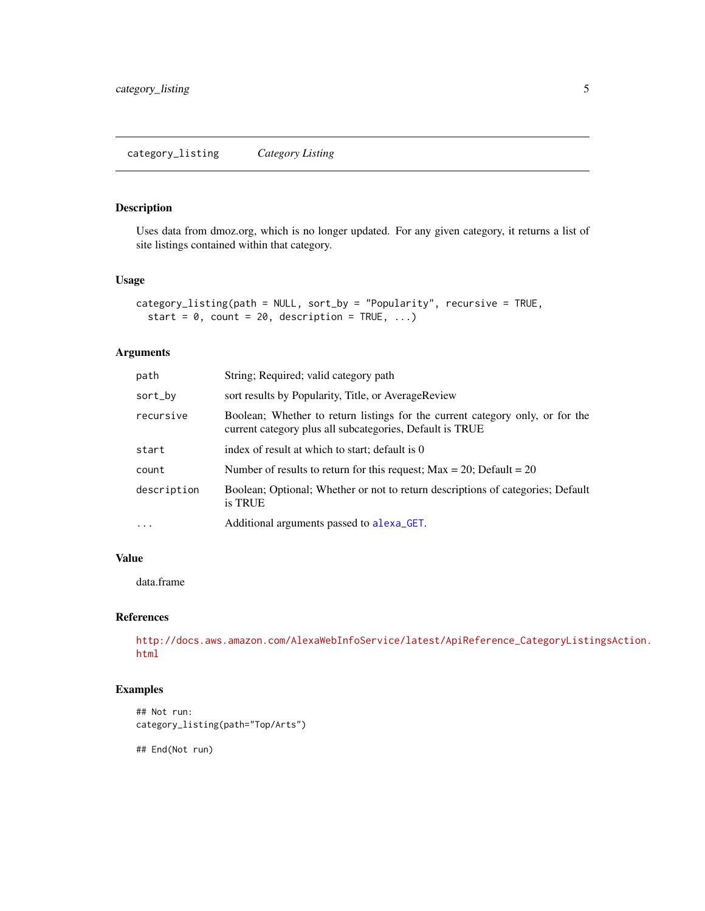## category_listing *Category Listing*

### Description

Uses data from dmoz.org, which is no longer updated. For any given category, it returns a list of site listings contained within that category.

### Usage

```
category_listing(path = NULL, sort_by = "Popularity", recursive = TRUE,
  start = 0, count = 20, description = TRUE, ...)
```

### Arguments

| | |
|---|---|
| `path` | String; Required; valid category path |
| `sort_by` | sort results by Popularity, Title, or AverageReview |
| `recursive` | Boolean; Whether to return listings for the current category only, or for the current category plus all subcategories, Default is TRUE |
| `start` | index of result at which to start; default is 0 |
| `count` | Number of results to return for this request; Max = 20; Default = 20 |
| `description` | Boolean; Optional; Whether or not to return descriptions of categories; Default is TRUE |
| `...` | Additional arguments passed to `alexa_GET`. |

### Value

data.frame

### References

http://docs.aws.amazon.com/AlexaWebInfoService/latest/ApiReference_CategoryListingsAction.html

### Examples

```
## Not run:
category_listing(path="Top/Arts")

## End(Not run)
```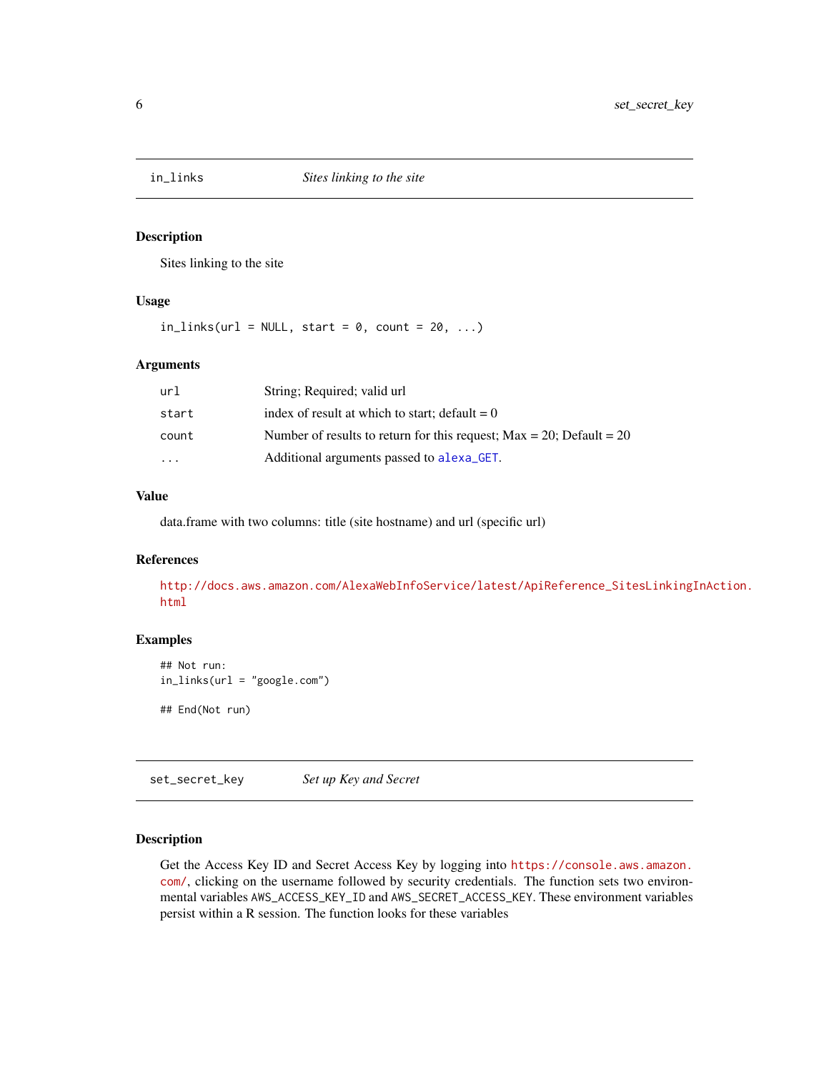## in_links *Sites linking to the site*

### Description

Sites linking to the site

### Usage

```
in_links(url = NULL, start = 0, count = 20, ...)
```

### Arguments

| | |
|---|---|
| `url` | String; Required; valid url |
| `start` | index of result at which to start; default = 0 |
| `count` | Number of results to return for this request; Max = 20; Default = 20 |
| `...` | Additional arguments passed to `alexa_GET`. |

### Value

data.frame with two columns: title (site hostname) and url (specific url)

### References

http://docs.aws.amazon.com/AlexaWebInfoService/latest/ApiReference_SitesLinkingInAction.html

### Examples

```
## Not run:
in_links(url = "google.com")

## End(Not run)
```

## set_secret_key *Set up Key and Secret*

### Description

Get the Access Key ID and Secret Access Key by logging into https://console.aws.amazon.com/, clicking on the username followed by security credentials. The function sets two environmental variables `AWS_ACCESS_KEY_ID` and `AWS_SECRET_ACCESS_KEY`. These environment variables persist within a R session. The function looks for these variables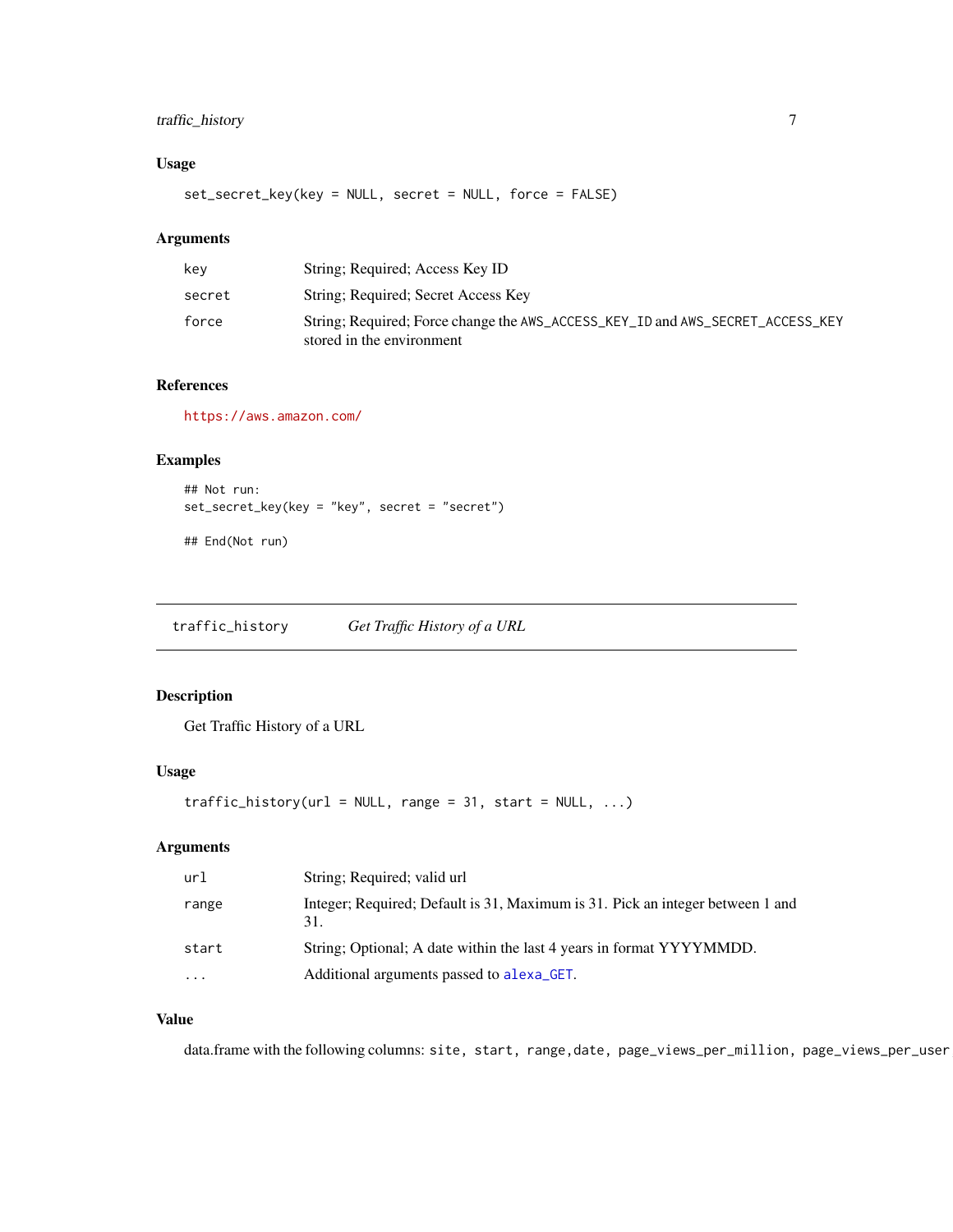### Usage

```
set_secret_key(key = NULL, secret = NULL, force = FALSE)
```

### Arguments

| | |
|---|---|
| key | String; Required; Access Key ID |
| secret | String; Required; Secret Access Key |
| force | String; Required; Force change the AWS_ACCESS_KEY_ID and AWS_SECRET_ACCESS_KEY stored in the environment |

### References

https://aws.amazon.com/

### Examples

```
## Not run:
set_secret_key(key = "key", secret = "secret")

## End(Not run)
```

---

## traffic_history    *Get Traffic History of a URL*

---

### Description

Get Traffic History of a URL

### Usage

```
traffic_history(url = NULL, range = 31, start = NULL, ...)
```

### Arguments

| | |
|---|---|
| url | String; Required; valid url |
| range | Integer; Required; Default is 31, Maximum is 31. Pick an integer between 1 and 31. |
| start | String; Optional; A date within the last 4 years in format YYYYMMDD. |
| ... | Additional arguments passed to alexa_GET. |

### Value

data.frame with the following columns: site, start, range, date, page_views_per_million, page_views_per_user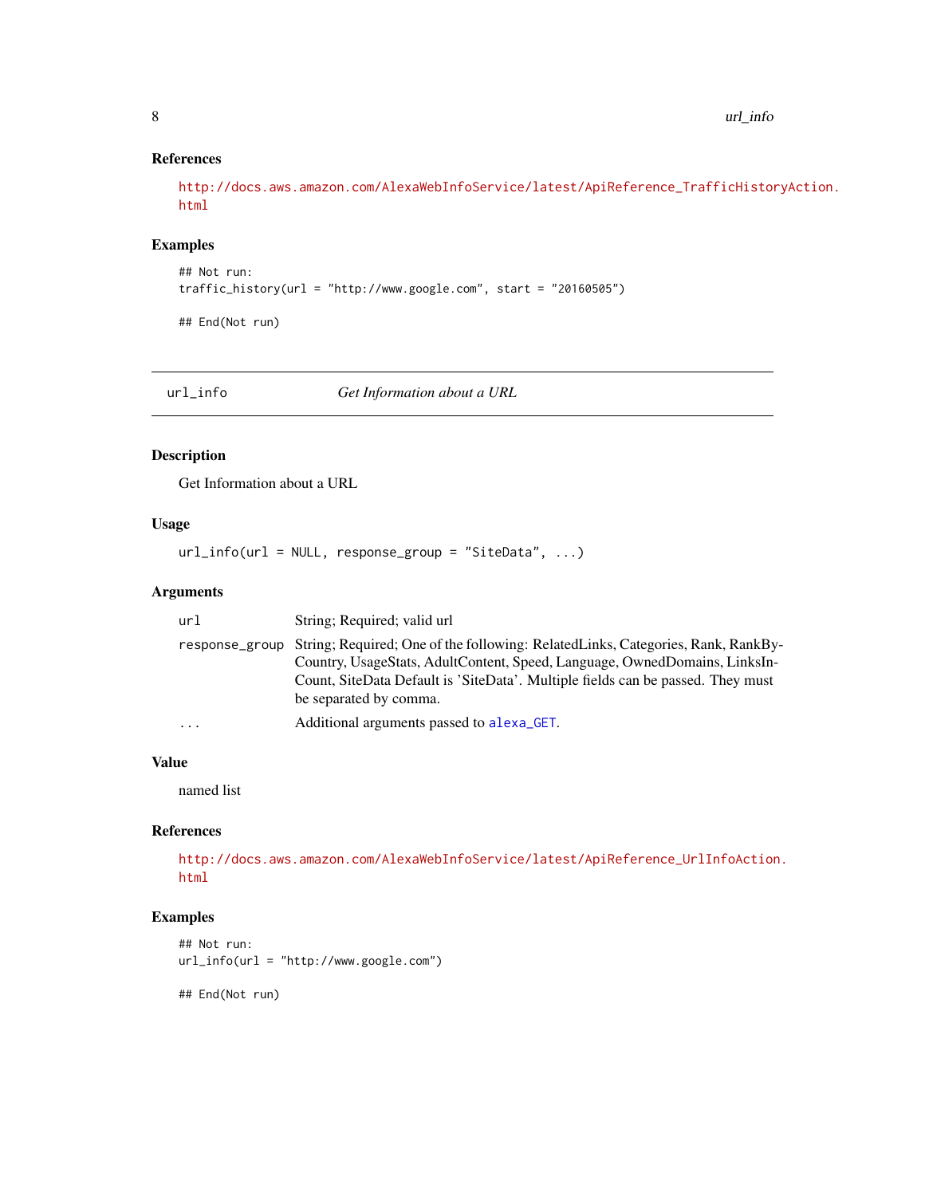### References

http://docs.aws.amazon.com/AlexaWebInfoService/latest/ApiReference_TrafficHistoryAction.html

### Examples

```
## Not run:
traffic_history(url = "http://www.google.com", start = "20160505")

## End(Not run)
```

---

## url_info — *Get Information about a URL*

---

### Description

Get Information about a URL

### Usage

```
url_info(url = NULL, response_group = "SiteData", ...)
```

### Arguments

| | |
|---|---|
| url | String; Required; valid url |
| response_group | String; Required; One of the following: RelatedLinks, Categories, Rank, RankByCountry, UsageStats, AdultContent, Speed, Language, OwnedDomains, LinksInCount, SiteData Default is 'SiteData'. Multiple fields can be passed. They must be separated by comma. |
| ... | Additional arguments passed to alexa_GET. |

### Value

named list

### References

http://docs.aws.amazon.com/AlexaWebInfoService/latest/ApiReference_UrlInfoAction.html

### Examples

```
## Not run:
url_info(url = "http://www.google.com")

## End(Not run)
```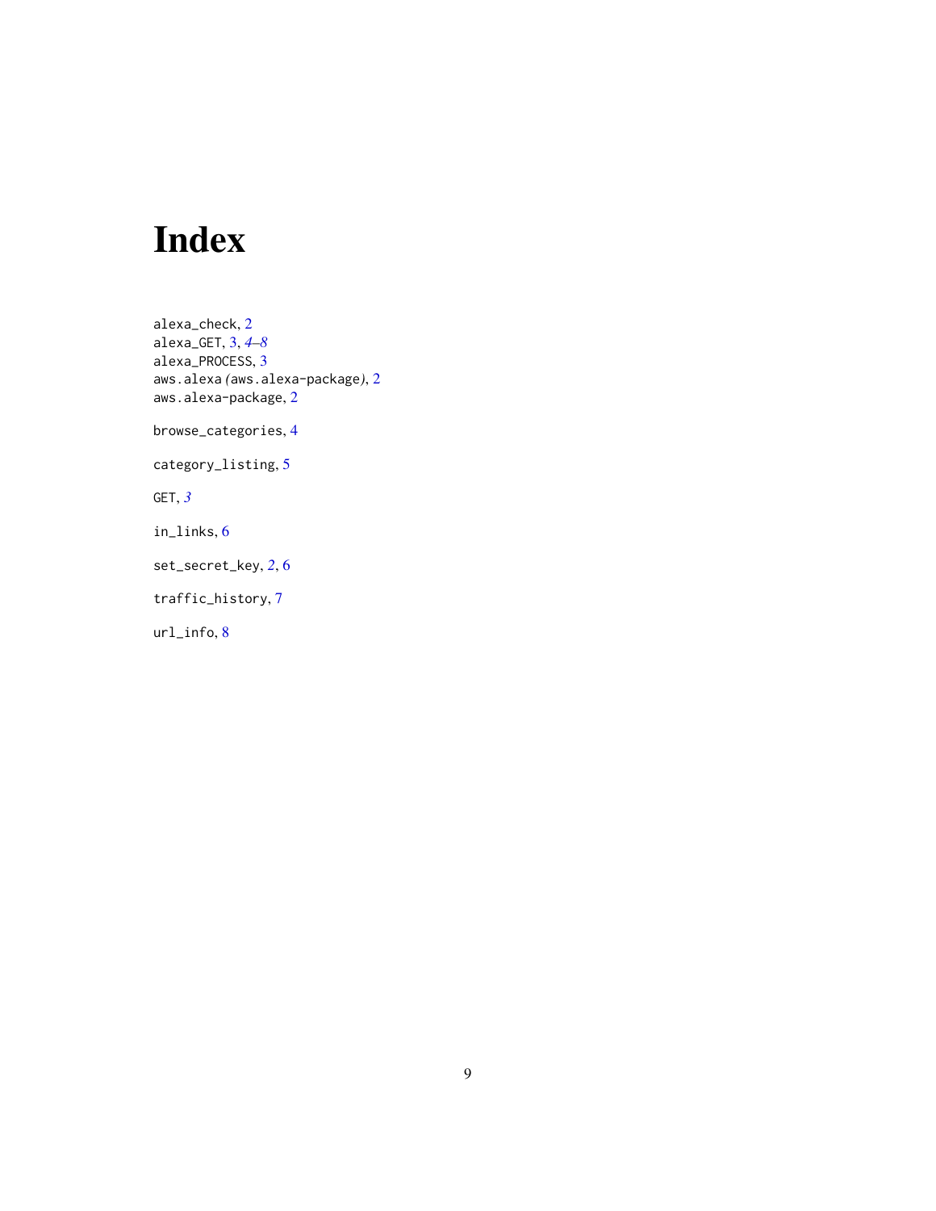# Index

alexa_check, 2
alexa_GET, 3, *4–8*
alexa_PROCESS, 3
aws.alexa *(*aws.alexa-package*)*, 2
aws.alexa-package, 2

browse_categories, 4

category_listing, 5

GET, *3*

in_links, 6

set_secret_key, *2*, 6

traffic_history, 7

url_info, 8